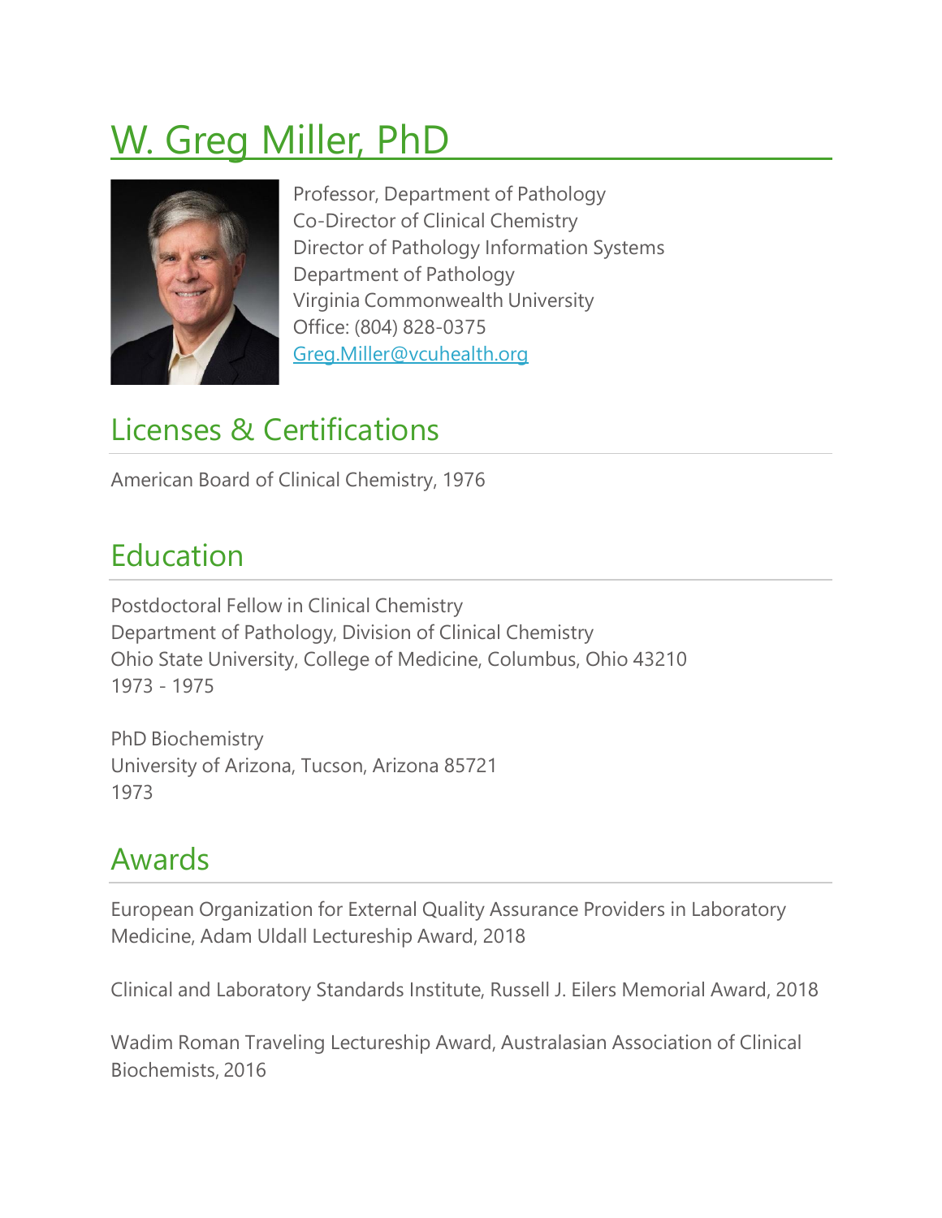# W. Greg Miller, PhD

Professor, Department of Pathology
Co-Director of Clinical Chemistry
Director of Pathology Information Systems
Department of Pathology
Virginia Commonwealth University
Office: (804) 828-0375
Greg.Miller@vcuhealth.org

## Licenses & Certifications

American Board of Clinical Chemistry, 1976

## Education

Postdoctoral Fellow in Clinical Chemistry
Department of Pathology, Division of Clinical Chemistry
Ohio State University, College of Medicine, Columbus, Ohio 43210
1973 - 1975

PhD Biochemistry
University of Arizona, Tucson, Arizona 85721
1973

## Awards

European Organization for External Quality Assurance Providers in Laboratory Medicine, Adam Uldall Lectureship Award, 2018

Clinical and Laboratory Standards Institute, Russell J. Eilers Memorial Award, 2018

Wadim Roman Traveling Lectureship Award, Australasian Association of Clinical Biochemists, 2016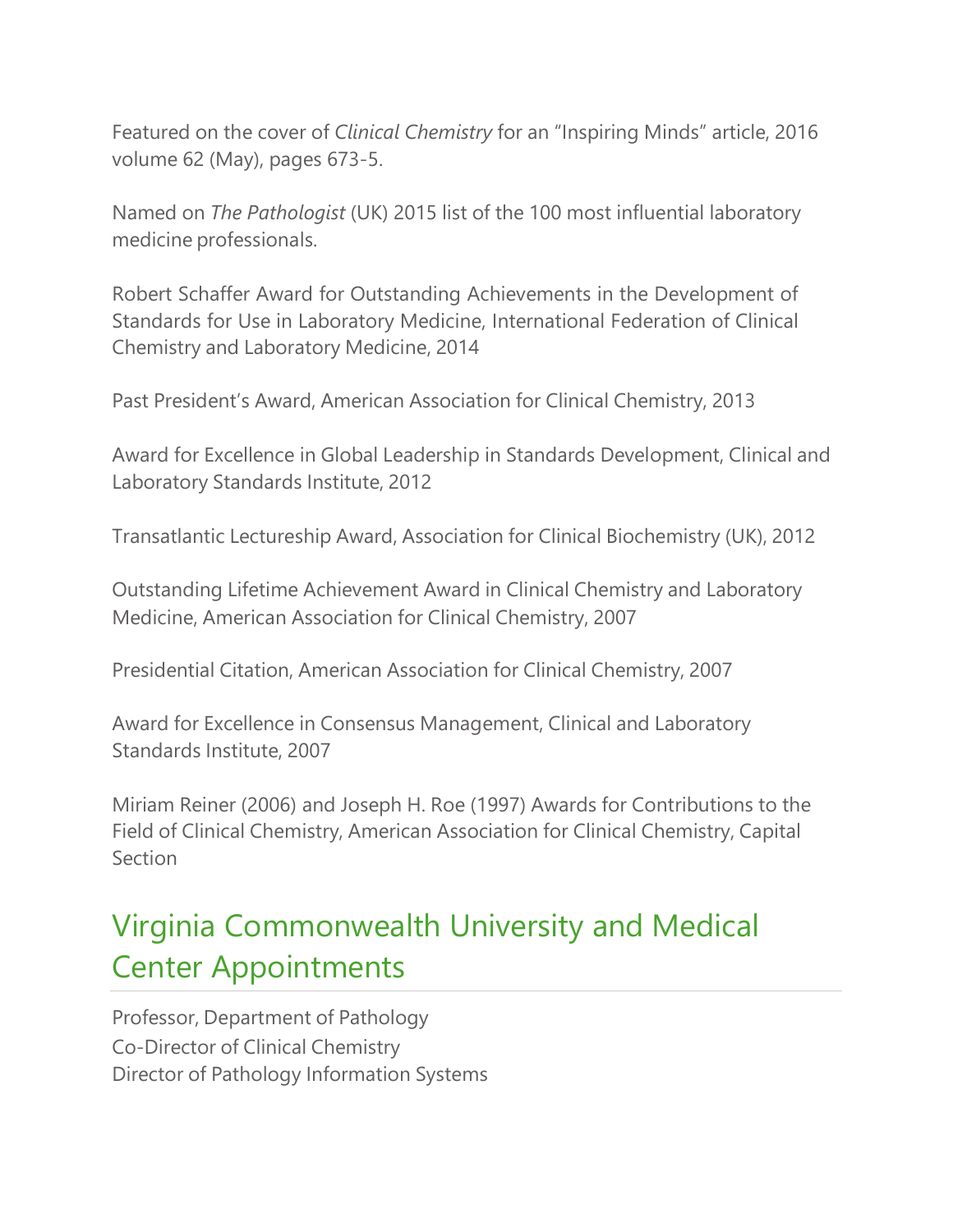Featured on the cover of *Clinical Chemistry* for an "Inspiring Minds" article, 2016 volume 62 (May), pages 673-5.

Named on *The Pathologist* (UK) 2015 list of the 100 most influential laboratory medicine professionals.

Robert Schaffer Award for Outstanding Achievements in the Development of Standards for Use in Laboratory Medicine, International Federation of Clinical Chemistry and Laboratory Medicine, 2014

Past President's Award, American Association for Clinical Chemistry, 2013

Award for Excellence in Global Leadership in Standards Development, Clinical and Laboratory Standards Institute, 2012

Transatlantic Lectureship Award, Association for Clinical Biochemistry (UK), 2012

Outstanding Lifetime Achievement Award in Clinical Chemistry and Laboratory Medicine, American Association for Clinical Chemistry, 2007

Presidential Citation, American Association for Clinical Chemistry, 2007

Award for Excellence in Consensus Management, Clinical and Laboratory Standards Institute, 2007

Miriam Reiner (2006) and Joseph H. Roe (1997) Awards for Contributions to the Field of Clinical Chemistry, American Association for Clinical Chemistry, Capital Section

## Virginia Commonwealth University and Medical Center Appointments

Professor, Department of Pathology
Co-Director of Clinical Chemistry
Director of Pathology Information Systems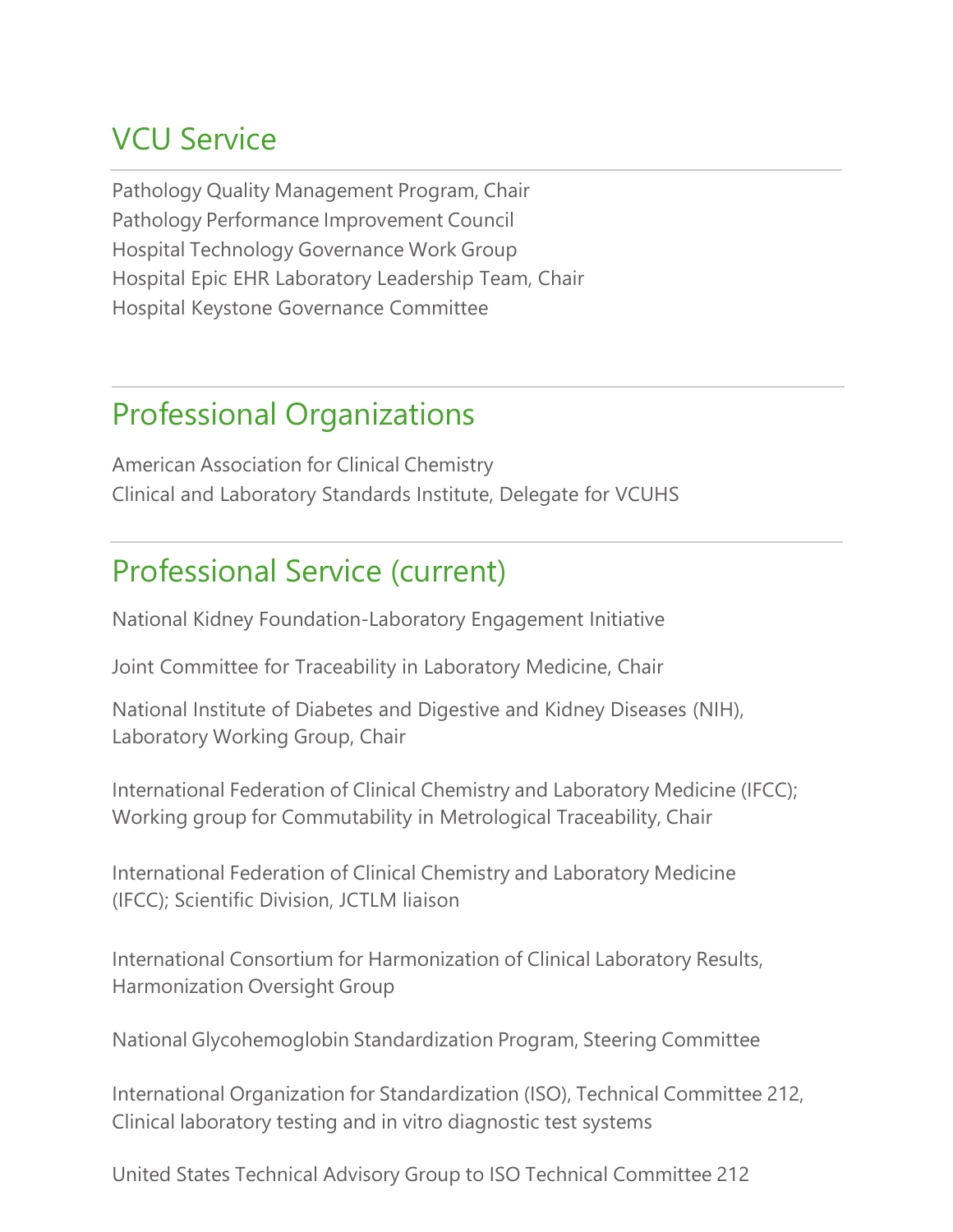## VCU Service

Pathology Quality Management Program, Chair
Pathology Performance Improvement Council
Hospital Technology Governance Work Group
Hospital Epic EHR Laboratory Leadership Team, Chair
Hospital Keystone Governance Committee

## Professional Organizations

American Association for Clinical Chemistry
Clinical and Laboratory Standards Institute, Delegate for VCUHS

## Professional Service (current)

National Kidney Foundation-Laboratory Engagement Initiative

Joint Committee for Traceability in Laboratory Medicine, Chair

National Institute of Diabetes and Digestive and Kidney Diseases (NIH), Laboratory Working Group, Chair

International Federation of Clinical Chemistry and Laboratory Medicine (IFCC); Working group for Commutability in Metrological Traceability, Chair

International Federation of Clinical Chemistry and Laboratory Medicine (IFCC); Scientific Division, JCTLM liaison

International Consortium for Harmonization of Clinical Laboratory Results, Harmonization Oversight Group

National Glycohemoglobin Standardization Program, Steering Committee

International Organization for Standardization (ISO), Technical Committee 212, Clinical laboratory testing and in vitro diagnostic test systems

United States Technical Advisory Group to ISO Technical Committee 212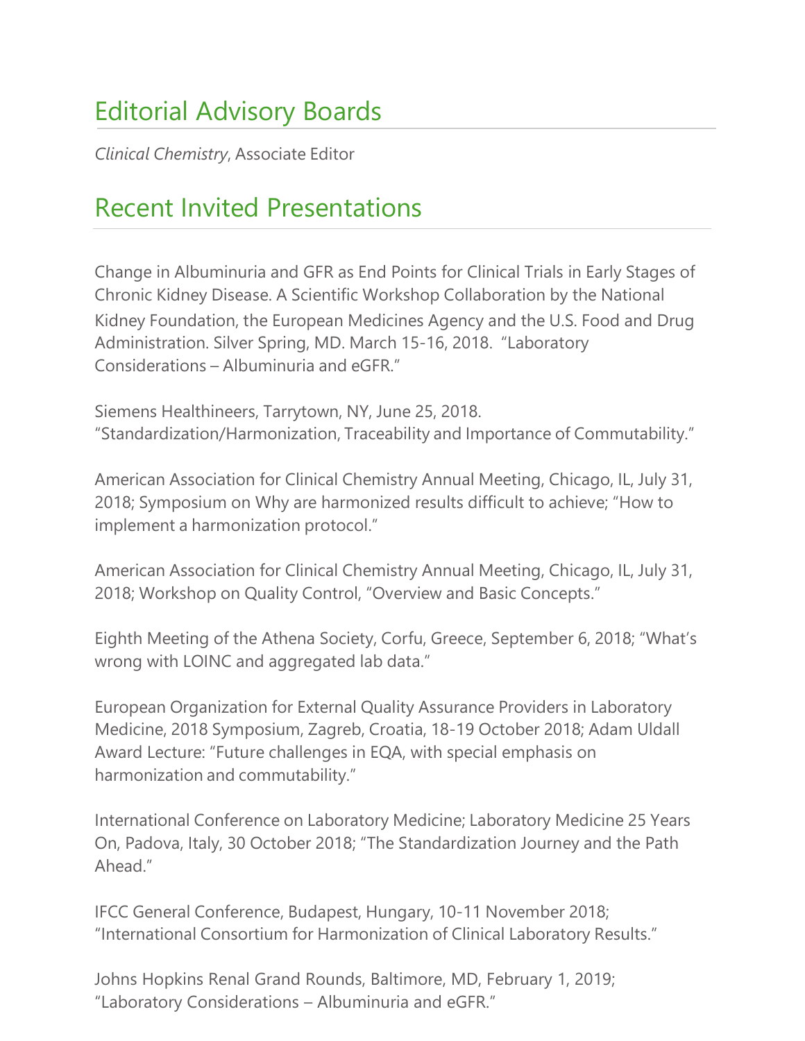## Editorial Advisory Boards

*Clinical Chemistry*, Associate Editor

## Recent Invited Presentations

Change in Albuminuria and GFR as End Points for Clinical Trials in Early Stages of Chronic Kidney Disease. A Scientific Workshop Collaboration by the National Kidney Foundation, the European Medicines Agency and the U.S. Food and Drug Administration. Silver Spring, MD. March 15-16, 2018. "Laboratory Considerations – Albuminuria and eGFR."

Siemens Healthineers, Tarrytown, NY, June 25, 2018. "Standardization/Harmonization, Traceability and Importance of Commutability."

American Association for Clinical Chemistry Annual Meeting, Chicago, IL, July 31, 2018; Symposium on Why are harmonized results difficult to achieve; "How to implement a harmonization protocol."

American Association for Clinical Chemistry Annual Meeting, Chicago, IL, July 31, 2018; Workshop on Quality Control, "Overview and Basic Concepts."

Eighth Meeting of the Athena Society, Corfu, Greece, September 6, 2018; "What's wrong with LOINC and aggregated lab data."

European Organization for External Quality Assurance Providers in Laboratory Medicine, 2018 Symposium, Zagreb, Croatia, 18-19 October 2018; Adam Uldall Award Lecture: "Future challenges in EQA, with special emphasis on harmonization and commutability."

International Conference on Laboratory Medicine; Laboratory Medicine 25 Years On, Padova, Italy, 30 October 2018; "The Standardization Journey and the Path Ahead."

IFCC General Conference, Budapest, Hungary, 10-11 November 2018; "International Consortium for Harmonization of Clinical Laboratory Results."

Johns Hopkins Renal Grand Rounds, Baltimore, MD, February 1, 2019; "Laboratory Considerations – Albuminuria and eGFR."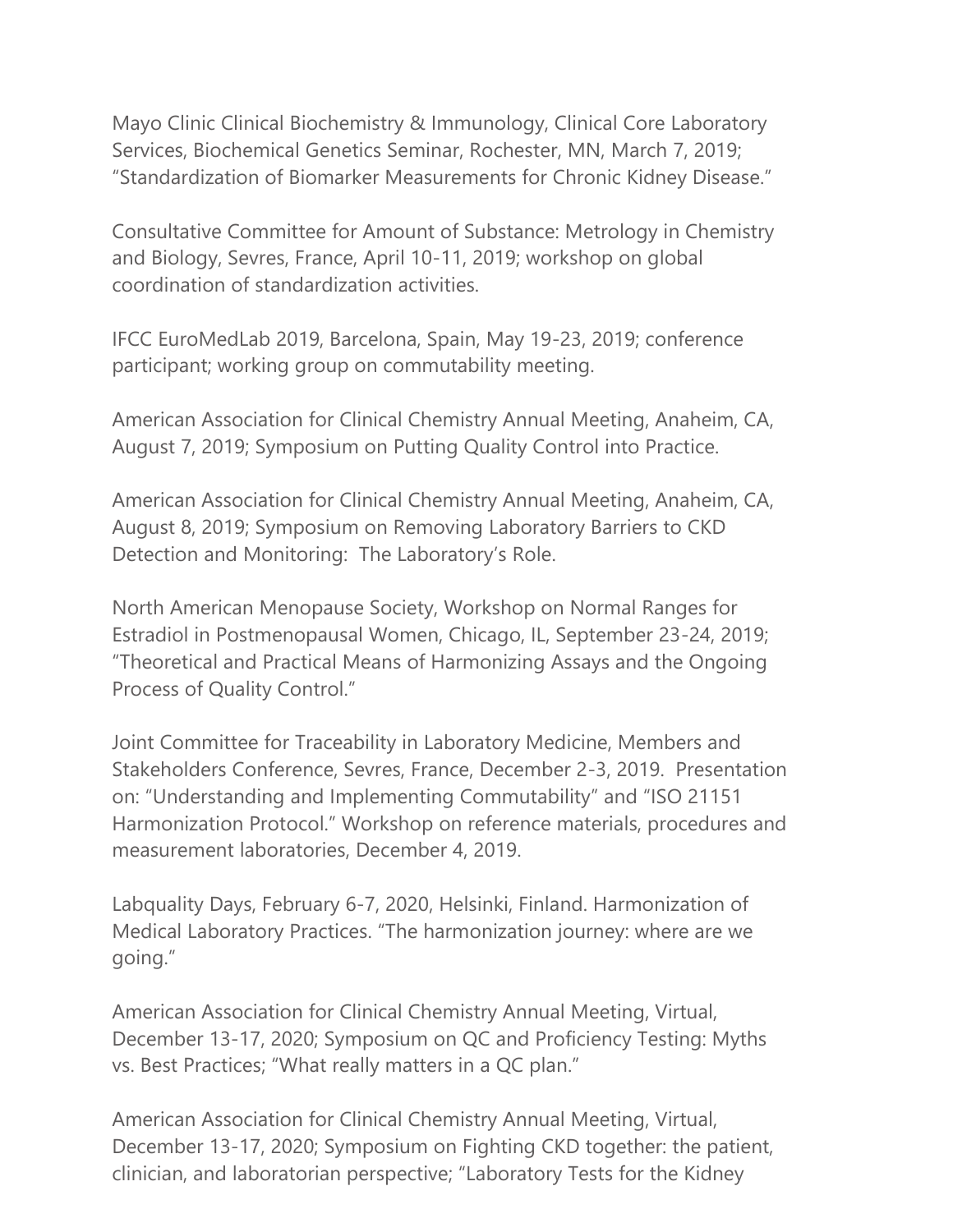Mayo Clinic Clinical Biochemistry & Immunology, Clinical Core Laboratory Services, Biochemical Genetics Seminar, Rochester, MN, March 7, 2019; "Standardization of Biomarker Measurements for Chronic Kidney Disease."

Consultative Committee for Amount of Substance: Metrology in Chemistry and Biology, Sevres, France, April 10-11, 2019; workshop on global coordination of standardization activities.

IFCC EuroMedLab 2019, Barcelona, Spain, May 19-23, 2019; conference participant; working group on commutability meeting.

American Association for Clinical Chemistry Annual Meeting, Anaheim, CA, August 7, 2019; Symposium on Putting Quality Control into Practice.

American Association for Clinical Chemistry Annual Meeting, Anaheim, CA, August 8, 2019; Symposium on Removing Laboratory Barriers to CKD Detection and Monitoring: The Laboratory's Role.

North American Menopause Society, Workshop on Normal Ranges for Estradiol in Postmenopausal Women, Chicago, IL, September 23-24, 2019; "Theoretical and Practical Means of Harmonizing Assays and the Ongoing Process of Quality Control."

Joint Committee for Traceability in Laboratory Medicine, Members and Stakeholders Conference, Sevres, France, December 2-3, 2019. Presentation on: "Understanding and Implementing Commutability" and "ISO 21151 Harmonization Protocol." Workshop on reference materials, procedures and measurement laboratories, December 4, 2019.

Labquality Days, February 6-7, 2020, Helsinki, Finland. Harmonization of Medical Laboratory Practices. "The harmonization journey: where are we going."

American Association for Clinical Chemistry Annual Meeting, Virtual, December 13-17, 2020; Symposium on QC and Proficiency Testing: Myths vs. Best Practices; "What really matters in a QC plan."

American Association for Clinical Chemistry Annual Meeting, Virtual, December 13-17, 2020; Symposium on Fighting CKD together: the patient, clinician, and laboratorian perspective; "Laboratory Tests for the Kidney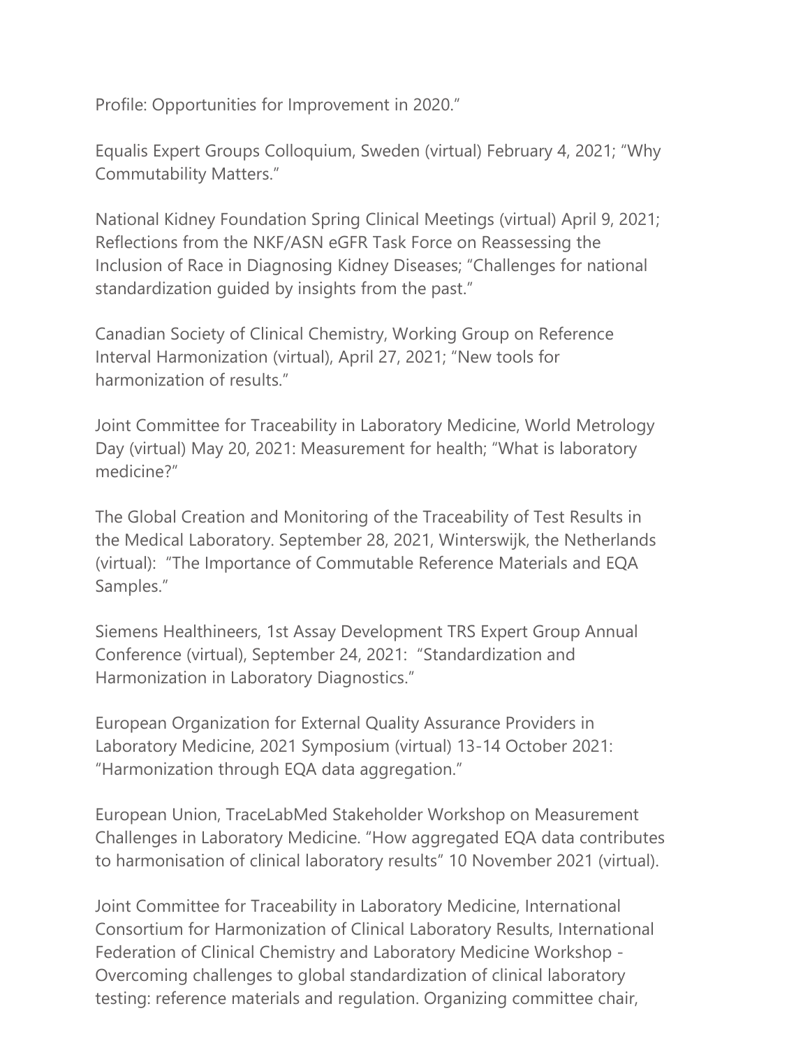Profile: Opportunities for Improvement in 2020."

Equalis Expert Groups Colloquium, Sweden (virtual) February 4, 2021; "Why Commutability Matters."

National Kidney Foundation Spring Clinical Meetings (virtual) April 9, 2021; Reflections from the NKF/ASN eGFR Task Force on Reassessing the Inclusion of Race in Diagnosing Kidney Diseases; "Challenges for national standardization guided by insights from the past."

Canadian Society of Clinical Chemistry, Working Group on Reference Interval Harmonization (virtual), April 27, 2021; "New tools for harmonization of results."

Joint Committee for Traceability in Laboratory Medicine, World Metrology Day (virtual) May 20, 2021: Measurement for health; "What is laboratory medicine?"

The Global Creation and Monitoring of the Traceability of Test Results in the Medical Laboratory. September 28, 2021, Winterswijk, the Netherlands (virtual): "The Importance of Commutable Reference Materials and EQA Samples."

Siemens Healthineers, 1st Assay Development TRS Expert Group Annual Conference (virtual), September 24, 2021: "Standardization and Harmonization in Laboratory Diagnostics."

European Organization for External Quality Assurance Providers in Laboratory Medicine, 2021 Symposium (virtual) 13-14 October 2021: "Harmonization through EQA data aggregation."

European Union, TraceLabMed Stakeholder Workshop on Measurement Challenges in Laboratory Medicine. "How aggregated EQA data contributes to harmonisation of clinical laboratory results" 10 November 2021 (virtual).

Joint Committee for Traceability in Laboratory Medicine, International Consortium for Harmonization of Clinical Laboratory Results, International Federation of Clinical Chemistry and Laboratory Medicine Workshop - Overcoming challenges to global standardization of clinical laboratory testing: reference materials and regulation. Organizing committee chair,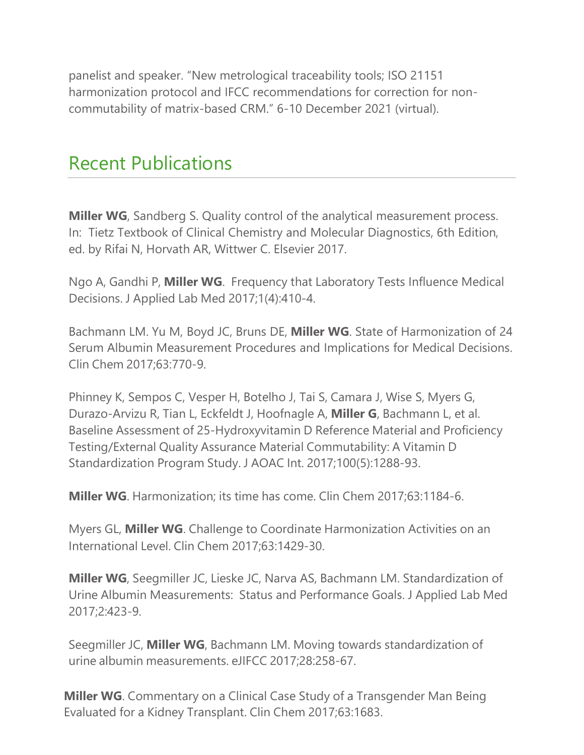panelist and speaker. "New metrological traceability tools; ISO 21151 harmonization protocol and IFCC recommendations for correction for non-commutability of matrix-based CRM." 6-10 December 2021 (virtual).

## Recent Publications

**Miller WG**, Sandberg S. Quality control of the analytical measurement process. In: Tietz Textbook of Clinical Chemistry and Molecular Diagnostics, 6th Edition, ed. by Rifai N, Horvath AR, Wittwer C. Elsevier 2017.

Ngo A, Gandhi P, **Miller WG**. Frequency that Laboratory Tests Influence Medical Decisions. J Applied Lab Med 2017;1(4):410-4.

Bachmann LM. Yu M, Boyd JC, Bruns DE, **Miller WG**. State of Harmonization of 24 Serum Albumin Measurement Procedures and Implications for Medical Decisions. Clin Chem 2017;63:770-9.

Phinney K, Sempos C, Vesper H, Botelho J, Tai S, Camara J, Wise S, Myers G, Durazo-Arvizu R, Tian L, Eckfeldt J, Hoofnagle A, **Miller G**, Bachmann L, et al. Baseline Assessment of 25-Hydroxyvitamin D Reference Material and Proficiency Testing/External Quality Assurance Material Commutability: A Vitamin D Standardization Program Study. J AOAC Int. 2017;100(5):1288-93.

**Miller WG**. Harmonization; its time has come. Clin Chem 2017;63:1184-6.

Myers GL, **Miller WG**. Challenge to Coordinate Harmonization Activities on an International Level. Clin Chem 2017;63:1429-30.

**Miller WG**, Seegmiller JC, Lieske JC, Narva AS, Bachmann LM. Standardization of Urine Albumin Measurements: Status and Performance Goals. J Applied Lab Med 2017;2:423-9.

Seegmiller JC, **Miller WG**, Bachmann LM. Moving towards standardization of urine albumin measurements. eJIFCC 2017;28:258-67.

**Miller WG**. Commentary on a Clinical Case Study of a Transgender Man Being Evaluated for a Kidney Transplant. Clin Chem 2017;63:1683.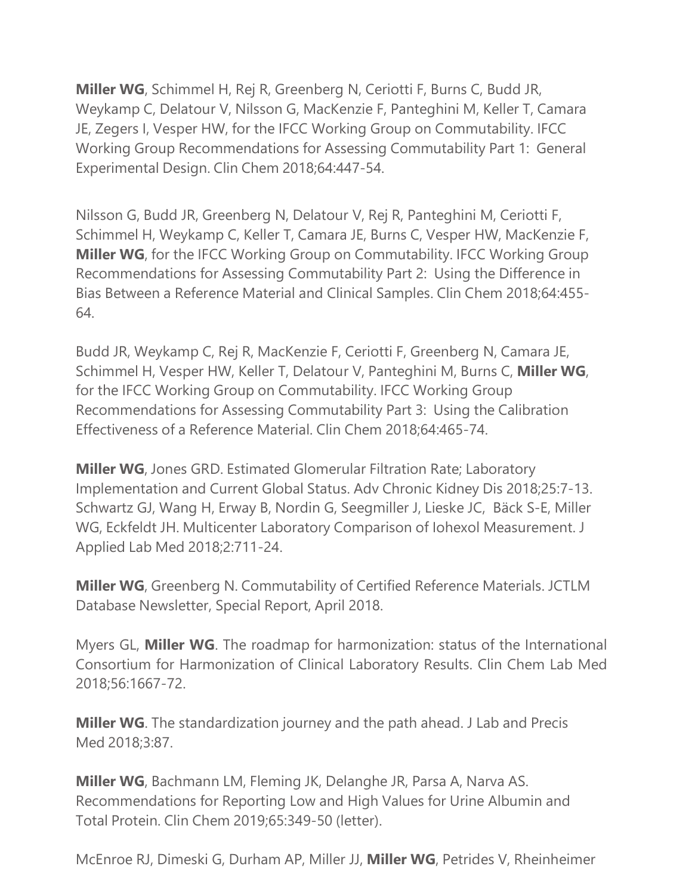**Miller WG**, Schimmel H, Rej R, Greenberg N, Ceriotti F, Burns C, Budd JR, Weykamp C, Delatour V, Nilsson G, MacKenzie F, Panteghini M, Keller T, Camara JE, Zegers I, Vesper HW, for the IFCC Working Group on Commutability. IFCC Working Group Recommendations for Assessing Commutability Part 1: General Experimental Design. Clin Chem 2018;64:447-54.

Nilsson G, Budd JR, Greenberg N, Delatour V, Rej R, Panteghini M, Ceriotti F, Schimmel H, Weykamp C, Keller T, Camara JE, Burns C, Vesper HW, MacKenzie F, **Miller WG**, for the IFCC Working Group on Commutability. IFCC Working Group Recommendations for Assessing Commutability Part 2: Using the Difference in Bias Between a Reference Material and Clinical Samples. Clin Chem 2018;64:455-64.

Budd JR, Weykamp C, Rej R, MacKenzie F, Ceriotti F, Greenberg N, Camara JE, Schimmel H, Vesper HW, Keller T, Delatour V, Panteghini M, Burns C, **Miller WG**, for the IFCC Working Group on Commutability. IFCC Working Group Recommendations for Assessing Commutability Part 3: Using the Calibration Effectiveness of a Reference Material. Clin Chem 2018;64:465-74.

**Miller WG**, Jones GRD. Estimated Glomerular Filtration Rate; Laboratory Implementation and Current Global Status. Adv Chronic Kidney Dis 2018;25:7-13. Schwartz GJ, Wang H, Erway B, Nordin G, Seegmiller J, Lieske JC, Bäck S-E, Miller WG, Eckfeldt JH. Multicenter Laboratory Comparison of Iohexol Measurement. J Applied Lab Med 2018;2:711-24.

**Miller WG**, Greenberg N. Commutability of Certified Reference Materials. JCTLM Database Newsletter, Special Report, April 2018.

Myers GL, **Miller WG**. The roadmap for harmonization: status of the International Consortium for Harmonization of Clinical Laboratory Results. Clin Chem Lab Med 2018;56:1667-72.

**Miller WG**. The standardization journey and the path ahead. J Lab and Precis Med 2018;3:87.

**Miller WG**, Bachmann LM, Fleming JK, Delanghe JR, Parsa A, Narva AS. Recommendations for Reporting Low and High Values for Urine Albumin and Total Protein. Clin Chem 2019;65:349-50 (letter).

McEnroe RJ, Dimeski G, Durham AP, Miller JJ, **Miller WG**, Petrides V, Rheinheimer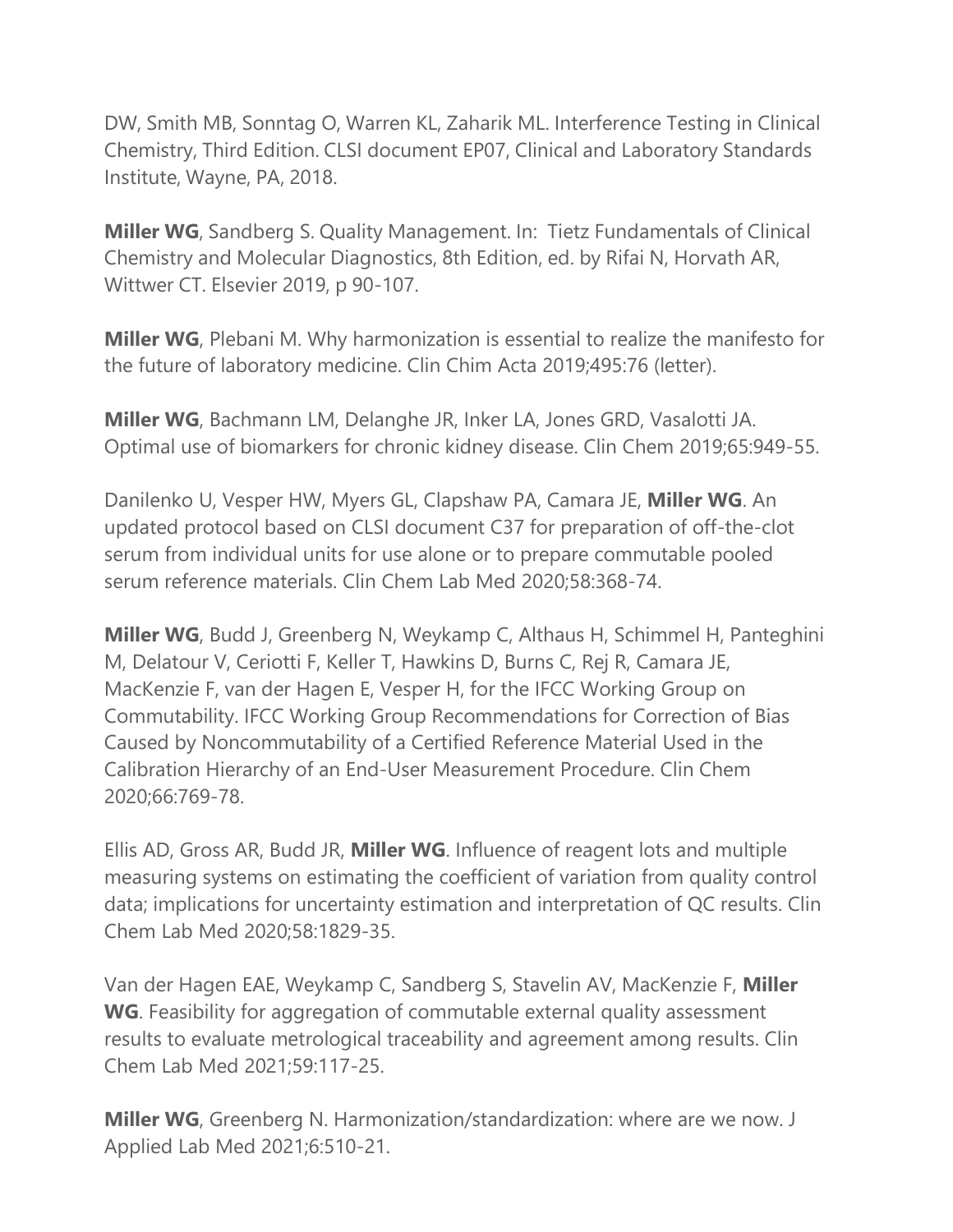DW, Smith MB, Sonntag O, Warren KL, Zaharik ML. Interference Testing in Clinical Chemistry, Third Edition. CLSI document EP07, Clinical and Laboratory Standards Institute, Wayne, PA, 2018.

**Miller WG**, Sandberg S. Quality Management. In: Tietz Fundamentals of Clinical Chemistry and Molecular Diagnostics, 8th Edition, ed. by Rifai N, Horvath AR, Wittwer CT. Elsevier 2019, p 90-107.

**Miller WG**, Plebani M. Why harmonization is essential to realize the manifesto for the future of laboratory medicine. Clin Chim Acta 2019;495:76 (letter).

**Miller WG**, Bachmann LM, Delanghe JR, Inker LA, Jones GRD, Vasalotti JA. Optimal use of biomarkers for chronic kidney disease. Clin Chem 2019;65:949-55.

Danilenko U, Vesper HW, Myers GL, Clapshaw PA, Camara JE, **Miller WG**. An updated protocol based on CLSI document C37 for preparation of off-the-clot serum from individual units for use alone or to prepare commutable pooled serum reference materials. Clin Chem Lab Med 2020;58:368-74.

**Miller WG**, Budd J, Greenberg N, Weykamp C, Althaus H, Schimmel H, Panteghini M, Delatour V, Ceriotti F, Keller T, Hawkins D, Burns C, Rej R, Camara JE, MacKenzie F, van der Hagen E, Vesper H, for the IFCC Working Group on Commutability. IFCC Working Group Recommendations for Correction of Bias Caused by Noncommutability of a Certified Reference Material Used in the Calibration Hierarchy of an End-User Measurement Procedure. Clin Chem 2020;66:769-78.

Ellis AD, Gross AR, Budd JR, **Miller WG**. Influence of reagent lots and multiple measuring systems on estimating the coefficient of variation from quality control data; implications for uncertainty estimation and interpretation of QC results. Clin Chem Lab Med 2020;58:1829-35.

Van der Hagen EAE, Weykamp C, Sandberg S, Stavelin AV, MacKenzie F, **Miller WG**. Feasibility for aggregation of commutable external quality assessment results to evaluate metrological traceability and agreement among results. Clin Chem Lab Med 2021;59:117-25.

**Miller WG**, Greenberg N. Harmonization/standardization: where are we now. J Applied Lab Med 2021;6:510-21.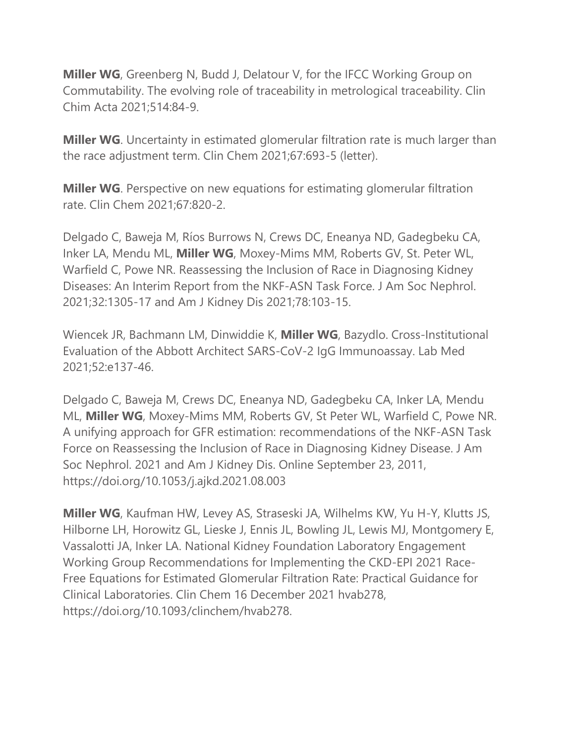**Miller WG**, Greenberg N, Budd J, Delatour V, for the IFCC Working Group on Commutability. The evolving role of traceability in metrological traceability. Clin Chim Acta 2021;514:84-9.

**Miller WG**. Uncertainty in estimated glomerular filtration rate is much larger than the race adjustment term. Clin Chem 2021;67:693-5 (letter).

**Miller WG**. Perspective on new equations for estimating glomerular filtration rate. Clin Chem 2021;67:820-2.

Delgado C, Baweja M, Ríos Burrows N, Crews DC, Eneanya ND, Gadegbeku CA, Inker LA, Mendu ML, **Miller WG**, Moxey-Mims MM, Roberts GV, St. Peter WL, Warfield C, Powe NR. Reassessing the Inclusion of Race in Diagnosing Kidney Diseases: An Interim Report from the NKF-ASN Task Force. J Am Soc Nephrol. 2021;32:1305-17 and Am J Kidney Dis 2021;78:103-15.

Wiencek JR, Bachmann LM, Dinwiddie K, **Miller WG**, Bazydlo. Cross-Institutional Evaluation of the Abbott Architect SARS-CoV-2 IgG Immunoassay. Lab Med 2021;52:e137-46.

Delgado C, Baweja M, Crews DC, Eneanya ND, Gadegbeku CA, Inker LA, Mendu ML, **Miller WG**, Moxey-Mims MM, Roberts GV, St Peter WL, Warfield C, Powe NR. A unifying approach for GFR estimation: recommendations of the NKF-ASN Task Force on Reassessing the Inclusion of Race in Diagnosing Kidney Disease. J Am Soc Nephrol. 2021 and Am J Kidney Dis. Online September 23, 2011, https://doi.org/10.1053/j.ajkd.2021.08.003

**Miller WG**, Kaufman HW, Levey AS, Straseski JA, Wilhelms KW, Yu H-Y, Klutts JS, Hilborne LH, Horowitz GL, Lieske J, Ennis JL, Bowling JL, Lewis MJ, Montgomery E, Vassalotti JA, Inker LA. National Kidney Foundation Laboratory Engagement Working Group Recommendations for Implementing the CKD-EPI 2021 Race-Free Equations for Estimated Glomerular Filtration Rate: Practical Guidance for Clinical Laboratories. Clin Chem 16 December 2021 hvab278, https://doi.org/10.1093/clinchem/hvab278.